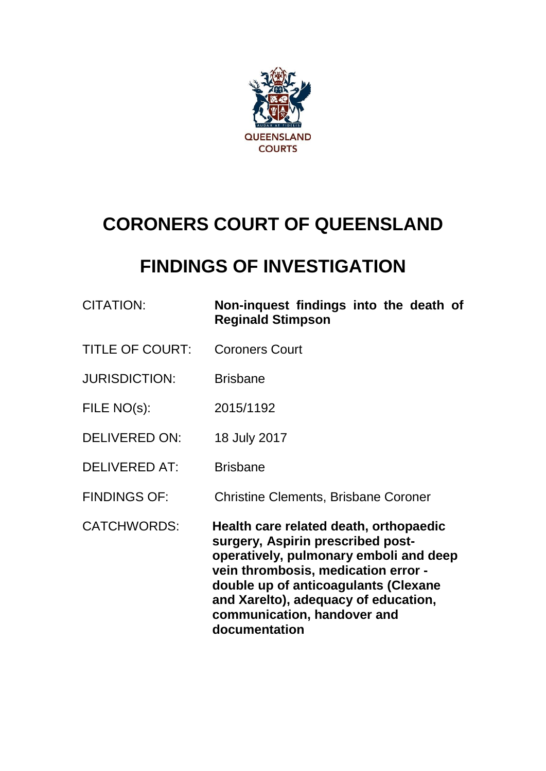QUEENSLAND COURTS

# CORONERS COURT OF QUEENSLAND

# FINDINGS OF INVESTIGATION

| | |
|---|---|
| CITATION: | **Non-inquest findings into the death of Reginald Stimpson** |
| TITLE OF COURT: | Coroners Court |
| JURISDICTION: | Brisbane |
| FILE NO(s): | 2015/1192 |
| DELIVERED ON: | 18 July 2017 |
| DELIVERED AT: | Brisbane |
| FINDINGS OF: | Christine Clements, Brisbane Coroner |
| CATCHWORDS: | **Health care related death, orthopaedic surgery, Aspirin prescribed post-operatively, pulmonary emboli and deep vein thrombosis, medication error - double up of anticoagulants (Clexane and Xarelto), adequacy of education, communication, handover and documentation** |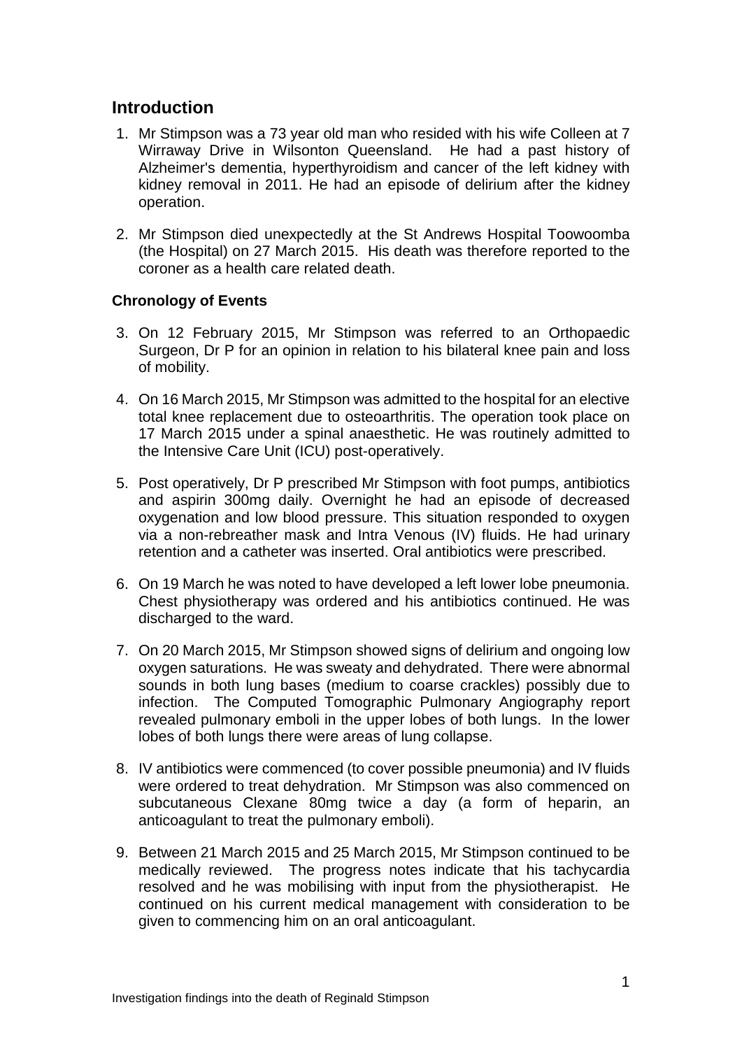## Introduction

1. Mr Stimpson was a 73 year old man who resided with his wife Colleen at 7 Wirraway Drive in Wilsonton Queensland. He had a past history of Alzheimer's dementia, hyperthyroidism and cancer of the left kidney with kidney removal in 2011. He had an episode of delirium after the kidney operation.

2. Mr Stimpson died unexpectedly at the St Andrews Hospital Toowoomba (the Hospital) on 27 March 2015. His death was therefore reported to the coroner as a health care related death.

### Chronology of Events

3. On 12 February 2015, Mr Stimpson was referred to an Orthopaedic Surgeon, Dr P for an opinion in relation to his bilateral knee pain and loss of mobility.

4. On 16 March 2015, Mr Stimpson was admitted to the hospital for an elective total knee replacement due to osteoarthritis. The operation took place on 17 March 2015 under a spinal anaesthetic. He was routinely admitted to the Intensive Care Unit (ICU) post-operatively.

5. Post operatively, Dr P prescribed Mr Stimpson with foot pumps, antibiotics and aspirin 300mg daily. Overnight he had an episode of decreased oxygenation and low blood pressure. This situation responded to oxygen via a non-rebreather mask and Intra Venous (IV) fluids. He had urinary retention and a catheter was inserted. Oral antibiotics were prescribed.

6. On 19 March he was noted to have developed a left lower lobe pneumonia. Chest physiotherapy was ordered and his antibiotics continued. He was discharged to the ward.

7. On 20 March 2015, Mr Stimpson showed signs of delirium and ongoing low oxygen saturations. He was sweaty and dehydrated. There were abnormal sounds in both lung bases (medium to coarse crackles) possibly due to infection. The Computed Tomographic Pulmonary Angiography report revealed pulmonary emboli in the upper lobes of both lungs. In the lower lobes of both lungs there were areas of lung collapse.

8. IV antibiotics were commenced (to cover possible pneumonia) and IV fluids were ordered to treat dehydration. Mr Stimpson was also commenced on subcutaneous Clexane 80mg twice a day (a form of heparin, an anticoagulant to treat the pulmonary emboli).

9. Between 21 March 2015 and 25 March 2015, Mr Stimpson continued to be medically reviewed. The progress notes indicate that his tachycardia resolved and he was mobilising with input from the physiotherapist. He continued on his current medical management with consideration to be given to commencing him on an oral anticoagulant.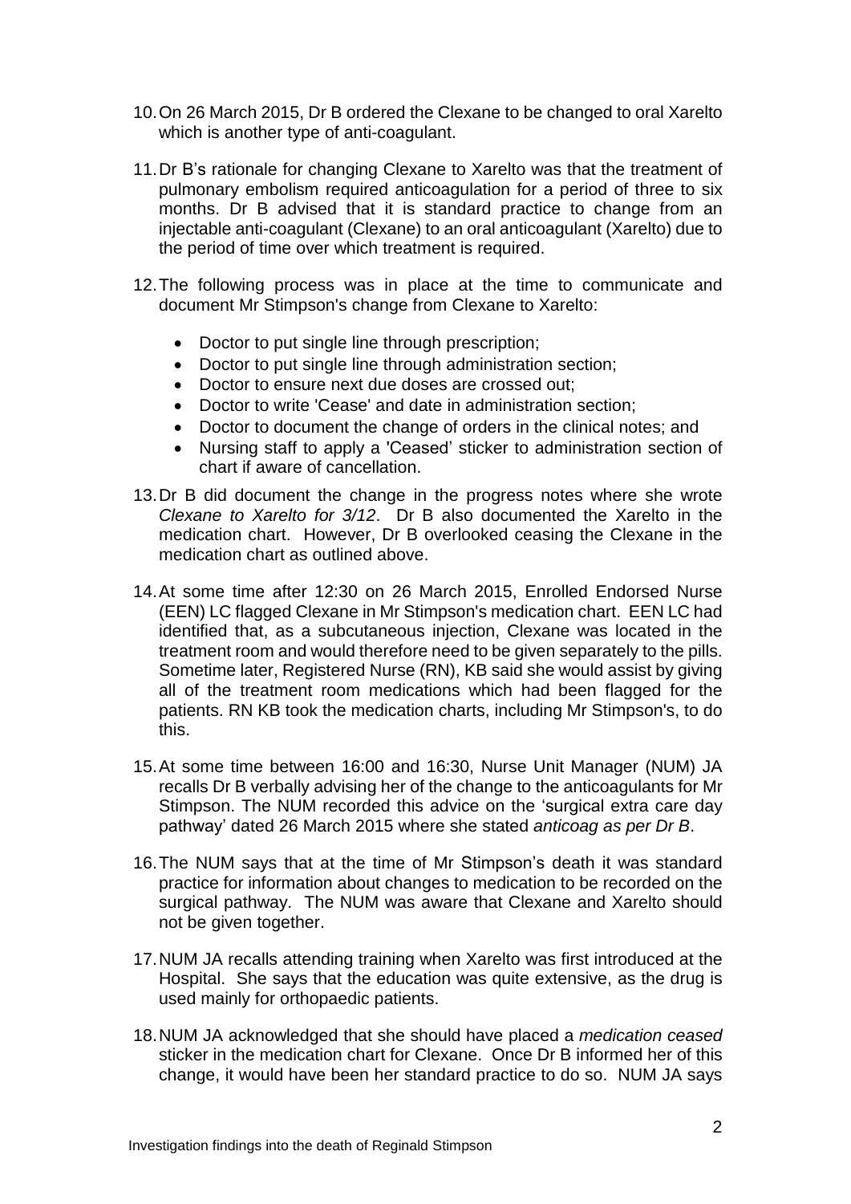10. On 26 March 2015, Dr B ordered the Clexane to be changed to oral Xarelto which is another type of anti-coagulant.

11. Dr B's rationale for changing Clexane to Xarelto was that the treatment of pulmonary embolism required anticoagulation for a period of three to six months. Dr B advised that it is standard practice to change from an injectable anti-coagulant (Clexane) to an oral anticoagulant (Xarelto) due to the period of time over which treatment is required.

12. The following process was in place at the time to communicate and document Mr Stimpson's change from Clexane to Xarelto:
    - Doctor to put single line through prescription;
    - Doctor to put single line through administration section;
    - Doctor to ensure next due doses are crossed out;
    - Doctor to write 'Cease' and date in administration section;
    - Doctor to document the change of orders in the clinical notes; and
    - Nursing staff to apply a 'Ceased' sticker to administration section of chart if aware of cancellation.

13. Dr B did document the change in the progress notes where she wrote *Clexane to Xarelto for 3/12*. Dr B also documented the Xarelto in the medication chart. However, Dr B overlooked ceasing the Clexane in the medication chart as outlined above.

14. At some time after 12:30 on 26 March 2015, Enrolled Endorsed Nurse (EEN) LC flagged Clexane in Mr Stimpson's medication chart. EEN LC had identified that, as a subcutaneous injection, Clexane was located in the treatment room and would therefore need to be given separately to the pills. Sometime later, Registered Nurse (RN), KB said she would assist by giving all of the treatment room medications which had been flagged for the patients. RN KB took the medication charts, including Mr Stimpson's, to do this.

15. At some time between 16:00 and 16:30, Nurse Unit Manager (NUM) JA recalls Dr B verbally advising her of the change to the anticoagulants for Mr Stimpson. The NUM recorded this advice on the 'surgical extra care day pathway' dated 26 March 2015 where she stated *anticoag as per Dr B*.

16. The NUM says that at the time of Mr Stimpson's death it was standard practice for information about changes to medication to be recorded on the surgical pathway. The NUM was aware that Clexane and Xarelto should not be given together.

17. NUM JA recalls attending training when Xarelto was first introduced at the Hospital. She says that the education was quite extensive, as the drug is used mainly for orthopaedic patients.

18. NUM JA acknowledged that she should have placed a *medication ceased* sticker in the medication chart for Clexane. Once Dr B informed her of this change, it would have been her standard practice to do so. NUM JA says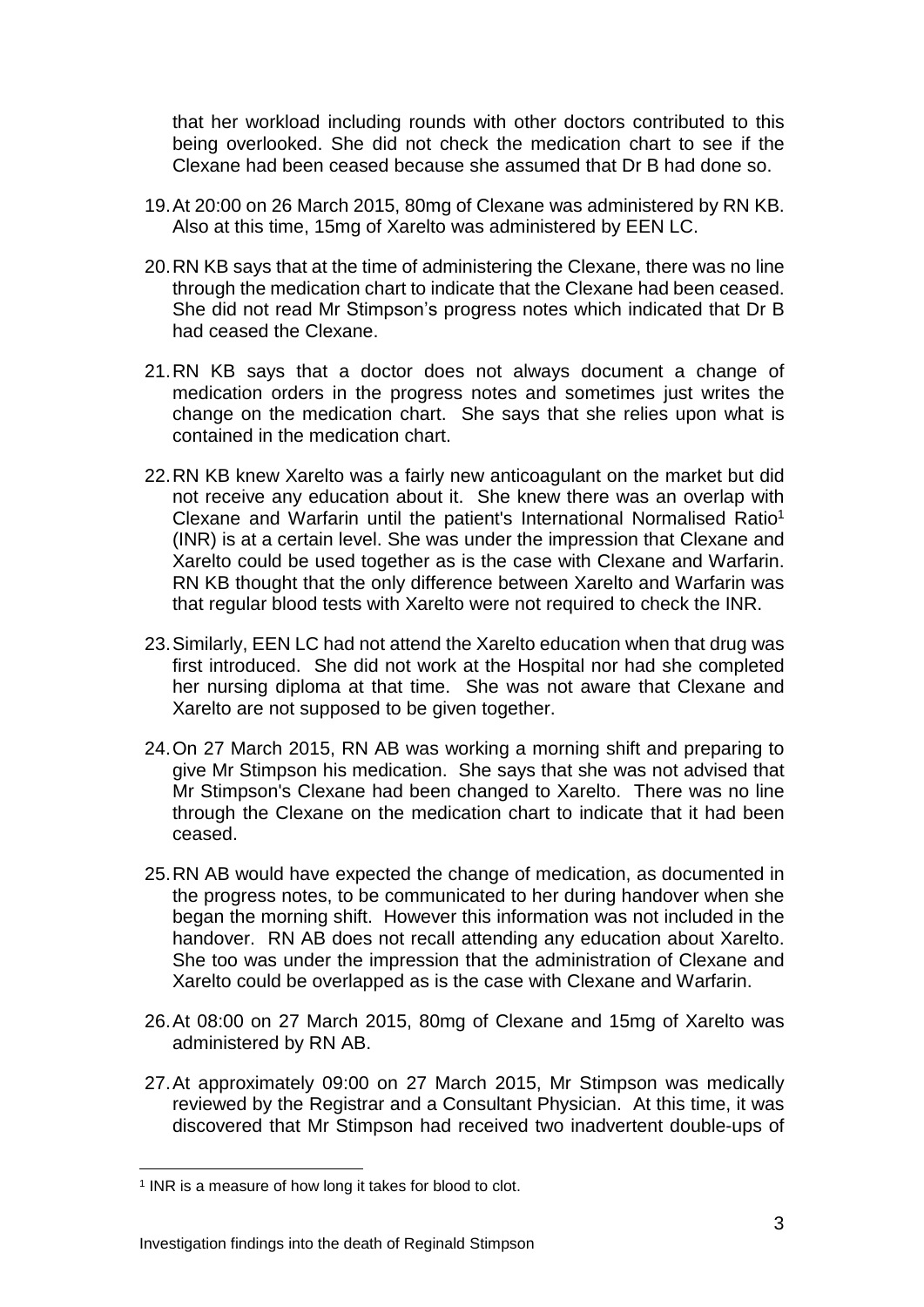that her workload including rounds with other doctors contributed to this being overlooked. She did not check the medication chart to see if the Clexane had been ceased because she assumed that Dr B had done so.

19. At 20:00 on 26 March 2015, 80mg of Clexane was administered by RN KB. Also at this time, 15mg of Xarelto was administered by EEN LC.

20. RN KB says that at the time of administering the Clexane, there was no line through the medication chart to indicate that the Clexane had been ceased. She did not read Mr Stimpson's progress notes which indicated that Dr B had ceased the Clexane.

21. RN KB says that a doctor does not always document a change of medication orders in the progress notes and sometimes just writes the change on the medication chart. She says that she relies upon what is contained in the medication chart.

22. RN KB knew Xarelto was a fairly new anticoagulant on the market but did not receive any education about it. She knew there was an overlap with Clexane and Warfarin until the patient's International Normalised Ratio[1] (INR) is at a certain level. She was under the impression that Clexane and Xarelto could be used together as is the case with Clexane and Warfarin. RN KB thought that the only difference between Xarelto and Warfarin was that regular blood tests with Xarelto were not required to check the INR.

23. Similarly, EEN LC had not attend the Xarelto education when that drug was first introduced. She did not work at the Hospital nor had she completed her nursing diploma at that time. She was not aware that Clexane and Xarelto are not supposed to be given together.

24. On 27 March 2015, RN AB was working a morning shift and preparing to give Mr Stimpson his medication. She says that she was not advised that Mr Stimpson's Clexane had been changed to Xarelto. There was no line through the Clexane on the medication chart to indicate that it had been ceased.

25. RN AB would have expected the change of medication, as documented in the progress notes, to be communicated to her during handover when she began the morning shift. However this information was not included in the handover. RN AB does not recall attending any education about Xarelto. She too was under the impression that the administration of Clexane and Xarelto could be overlapped as is the case with Clexane and Warfarin.

26. At 08:00 on 27 March 2015, 80mg of Clexane and 15mg of Xarelto was administered by RN AB.

27. At approximately 09:00 on 27 March 2015, Mr Stimpson was medically reviewed by the Registrar and a Consultant Physician. At this time, it was discovered that Mr Stimpson had received two inadvertent double-ups of

---

[1] INR is a measure of how long it takes for blood to clot.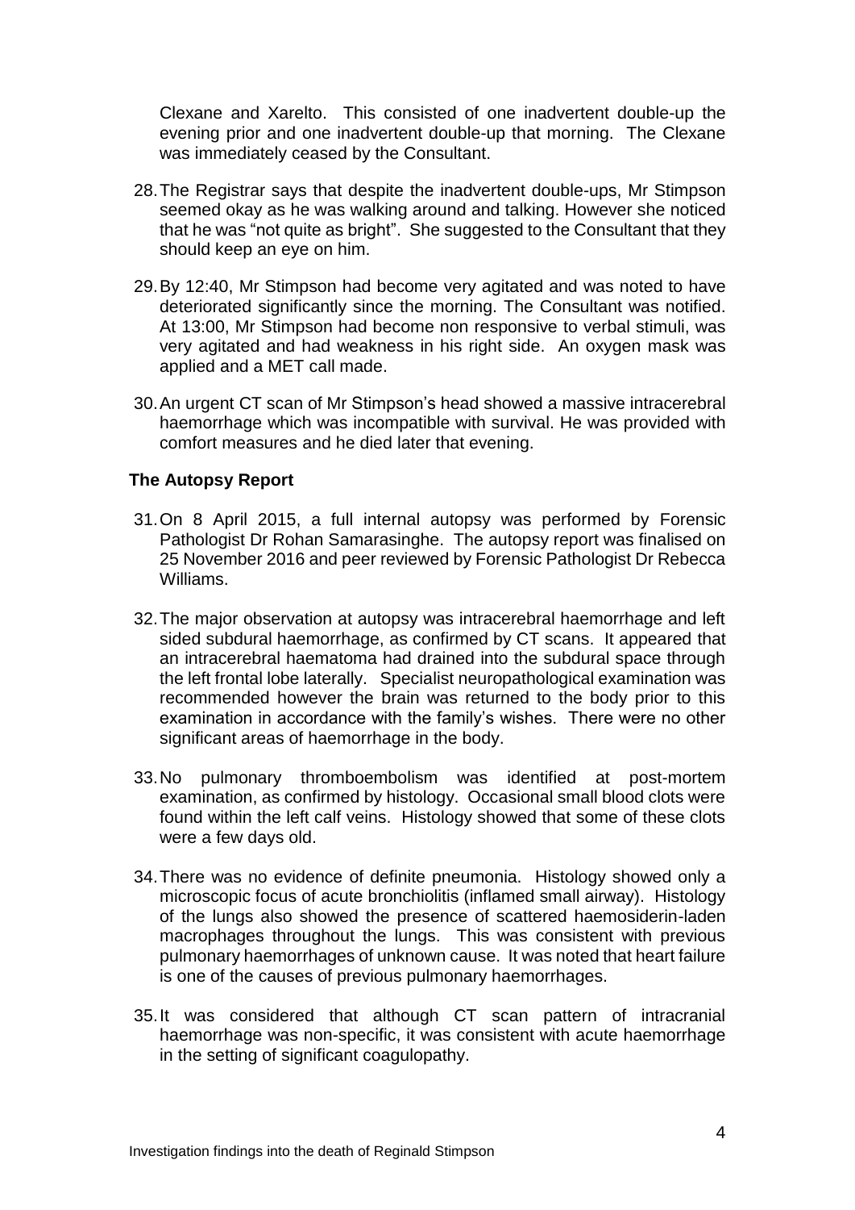Clexane and Xarelto. This consisted of one inadvertent double-up the evening prior and one inadvertent double-up that morning. The Clexane was immediately ceased by the Consultant.

28. The Registrar says that despite the inadvertent double-ups, Mr Stimpson seemed okay as he was walking around and talking. However she noticed that he was "not quite as bright". She suggested to the Consultant that they should keep an eye on him.

29. By 12:40, Mr Stimpson had become very agitated and was noted to have deteriorated significantly since the morning. The Consultant was notified. At 13:00, Mr Stimpson had become non responsive to verbal stimuli, was very agitated and had weakness in his right side. An oxygen mask was applied and a MET call made.

30. An urgent CT scan of Mr Stimpson's head showed a massive intracerebral haemorrhage which was incompatible with survival. He was provided with comfort measures and he died later that evening.

## The Autopsy Report

31. On 8 April 2015, a full internal autopsy was performed by Forensic Pathologist Dr Rohan Samarasinghe. The autopsy report was finalised on 25 November 2016 and peer reviewed by Forensic Pathologist Dr Rebecca Williams.

32. The major observation at autopsy was intracerebral haemorrhage and left sided subdural haemorrhage, as confirmed by CT scans. It appeared that an intracerebral haematoma had drained into the subdural space through the left frontal lobe laterally. Specialist neuropathological examination was recommended however the brain was returned to the body prior to this examination in accordance with the family's wishes. There were no other significant areas of haemorrhage in the body.

33. No pulmonary thromboembolism was identified at post-mortem examination, as confirmed by histology. Occasional small blood clots were found within the left calf veins. Histology showed that some of these clots were a few days old.

34. There was no evidence of definite pneumonia. Histology showed only a microscopic focus of acute bronchiolitis (inflamed small airway). Histology of the lungs also showed the presence of scattered haemosiderin-laden macrophages throughout the lungs. This was consistent with previous pulmonary haemorrhages of unknown cause. It was noted that heart failure is one of the causes of previous pulmonary haemorrhages.

35. It was considered that although CT scan pattern of intracranial haemorrhage was non-specific, it was consistent with acute haemorrhage in the setting of significant coagulopathy.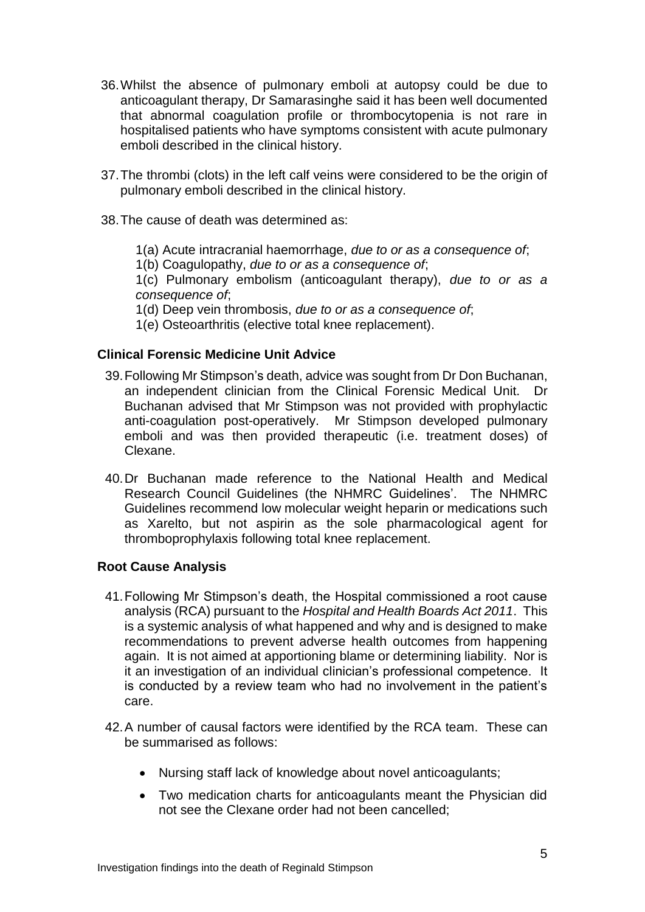36. Whilst the absence of pulmonary emboli at autopsy could be due to anticoagulant therapy, Dr Samarasinghe said it has been well documented that abnormal coagulation profile or thrombocytopenia is not rare in hospitalised patients who have symptoms consistent with acute pulmonary emboli described in the clinical history.

37. The thrombi (clots) in the left calf veins were considered to be the origin of pulmonary emboli described in the clinical history.

38. The cause of death was determined as:

    1(a) Acute intracranial haemorrhage, *due to or as a consequence of*;
    1(b) Coagulopathy, *due to or as a consequence of*;
    1(c) Pulmonary embolism (anticoagulant therapy), *due to or as a consequence of*;
    1(d) Deep vein thrombosis, *due to or as a consequence of*;
    1(e) Osteoarthritis (elective total knee replacement).

### Clinical Forensic Medicine Unit Advice

39. Following Mr Stimpson's death, advice was sought from Dr Don Buchanan, an independent clinician from the Clinical Forensic Medical Unit. Dr Buchanan advised that Mr Stimpson was not provided with prophylactic anti-coagulation post-operatively. Mr Stimpson developed pulmonary emboli and was then provided therapeutic (i.e. treatment doses) of Clexane.

40. Dr Buchanan made reference to the National Health and Medical Research Council Guidelines (the NHMRC Guidelines'. The NHMRC Guidelines recommend low molecular weight heparin or medications such as Xarelto, but not aspirin as the sole pharmacological agent for thromboprophylaxis following total knee replacement.

### Root Cause Analysis

41. Following Mr Stimpson's death, the Hospital commissioned a root cause analysis (RCA) pursuant to the *Hospital and Health Boards Act 2011*. This is a systemic analysis of what happened and why and is designed to make recommendations to prevent adverse health outcomes from happening again. It is not aimed at apportioning blame or determining liability. Nor is it an investigation of an individual clinician's professional competence. It is conducted by a review team who had no involvement in the patient's care.

42. A number of causal factors were identified by the RCA team. These can be summarised as follows:

    - Nursing staff lack of knowledge about novel anticoagulants;
    - Two medication charts for anticoagulants meant the Physician did not see the Clexane order had not been cancelled;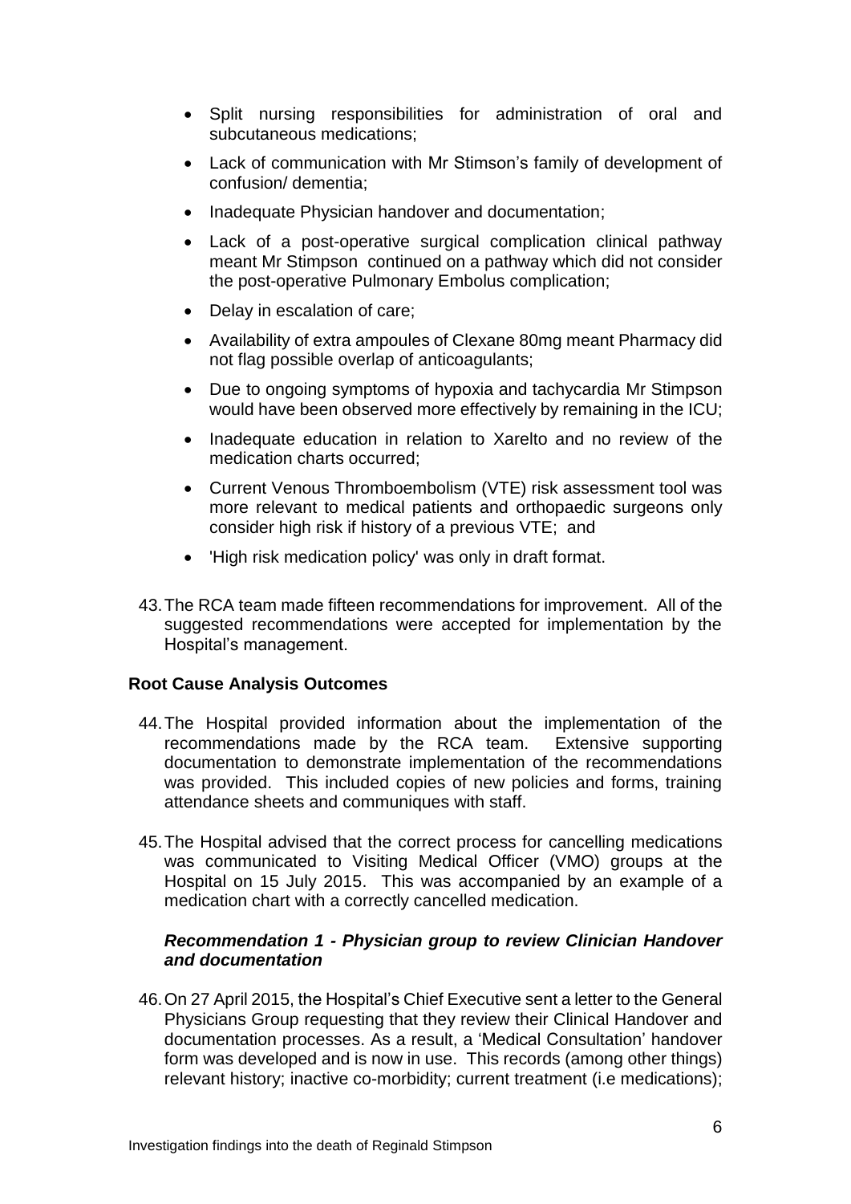- Split nursing responsibilities for administration of oral and subcutaneous medications;
- Lack of communication with Mr Stimson's family of development of confusion/ dementia;
- Inadequate Physician handover and documentation;
- Lack of a post-operative surgical complication clinical pathway meant Mr Stimpson continued on a pathway which did not consider the post-operative Pulmonary Embolus complication;
- Delay in escalation of care;
- Availability of extra ampoules of Clexane 80mg meant Pharmacy did not flag possible overlap of anticoagulants;
- Due to ongoing symptoms of hypoxia and tachycardia Mr Stimpson would have been observed more effectively by remaining in the ICU;
- Inadequate education in relation to Xarelto and no review of the medication charts occurred;
- Current Venous Thromboembolism (VTE) risk assessment tool was more relevant to medical patients and orthopaedic surgeons only consider high risk if history of a previous VTE; and
- 'High risk medication policy' was only in draft format.

43. The RCA team made fifteen recommendations for improvement. All of the suggested recommendations were accepted for implementation by the Hospital's management.

## Root Cause Analysis Outcomes

44. The Hospital provided information about the implementation of the recommendations made by the RCA team. Extensive supporting documentation to demonstrate implementation of the recommendations was provided. This included copies of new policies and forms, training attendance sheets and communiques with staff.

45. The Hospital advised that the correct process for cancelling medications was communicated to Visiting Medical Officer (VMO) groups at the Hospital on 15 July 2015. This was accompanied by an example of a medication chart with a correctly cancelled medication.

### *Recommendation 1 - Physician group to review Clinician Handover and documentation*

46. On 27 April 2015, the Hospital's Chief Executive sent a letter to the General Physicians Group requesting that they review their Clinical Handover and documentation processes. As a result, a 'Medical Consultation' handover form was developed and is now in use. This records (among other things) relevant history; inactive co-morbidity; current treatment (i.e medications);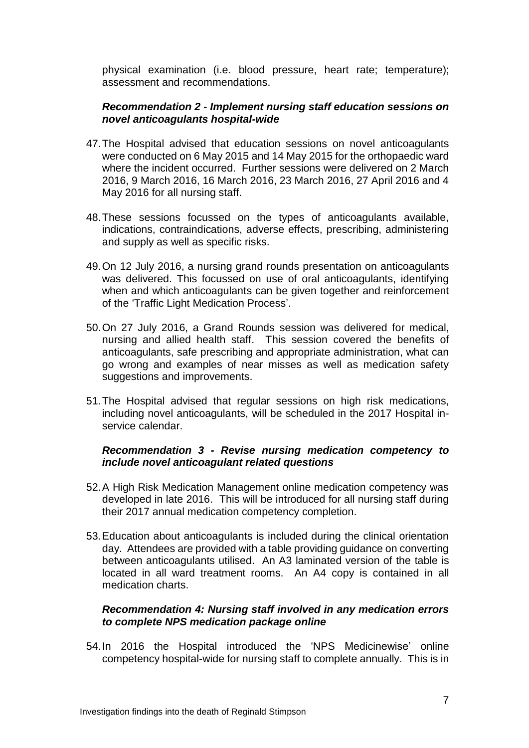physical examination (i.e. blood pressure, heart rate; temperature); assessment and recommendations.

***Recommendation 2 - Implement nursing staff education sessions on novel anticoagulants hospital-wide***

47. The Hospital advised that education sessions on novel anticoagulants were conducted on 6 May 2015 and 14 May 2015 for the orthopaedic ward where the incident occurred. Further sessions were delivered on 2 March 2016, 9 March 2016, 16 March 2016, 23 March 2016, 27 April 2016 and 4 May 2016 for all nursing staff.

48. These sessions focussed on the types of anticoagulants available, indications, contraindications, adverse effects, prescribing, administering and supply as well as specific risks.

49. On 12 July 2016, a nursing grand rounds presentation on anticoagulants was delivered. This focussed on use of oral anticoagulants, identifying when and which anticoagulants can be given together and reinforcement of the 'Traffic Light Medication Process'.

50. On 27 July 2016, a Grand Rounds session was delivered for medical, nursing and allied health staff. This session covered the benefits of anticoagulants, safe prescribing and appropriate administration, what can go wrong and examples of near misses as well as medication safety suggestions and improvements.

51. The Hospital advised that regular sessions on high risk medications, including novel anticoagulants, will be scheduled in the 2017 Hospital in-service calendar.

***Recommendation 3 - Revise nursing medication competency to include novel anticoagulant related questions***

52. A High Risk Medication Management online medication competency was developed in late 2016. This will be introduced for all nursing staff during their 2017 annual medication competency completion.

53. Education about anticoagulants is included during the clinical orientation day. Attendees are provided with a table providing guidance on converting between anticoagulants utilised. An A3 laminated version of the table is located in all ward treatment rooms. An A4 copy is contained in all medication charts.

***Recommendation 4: Nursing staff involved in any medication errors to complete NPS medication package online***

54. In 2016 the Hospital introduced the 'NPS Medicinewise' online competency hospital-wide for nursing staff to complete annually. This is in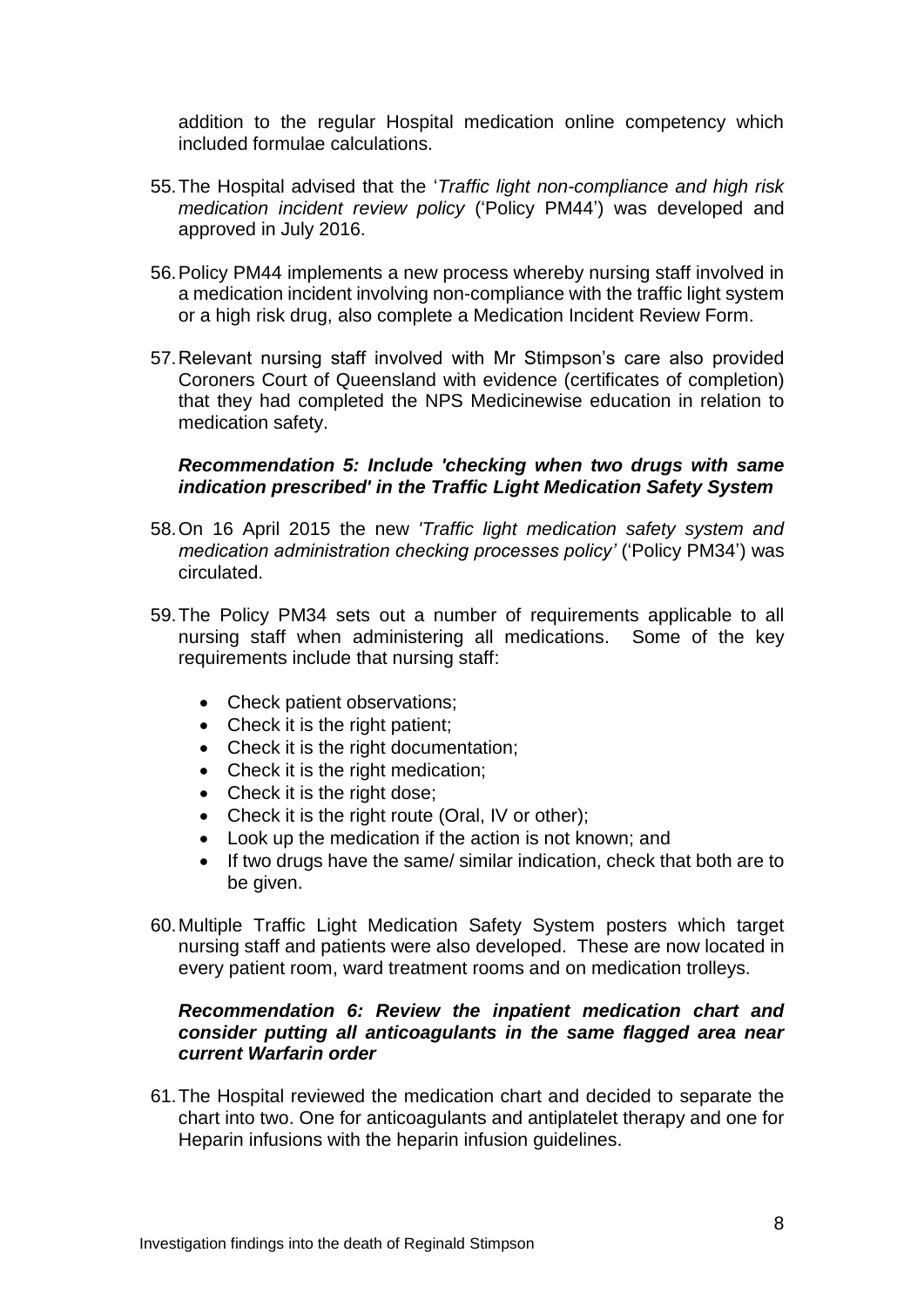addition to the regular Hospital medication online competency which included formulae calculations.

55. The Hospital advised that the '*Traffic light non-compliance and high risk medication incident review policy* ('Policy PM44') was developed and approved in July 2016.

56. Policy PM44 implements a new process whereby nursing staff involved in a medication incident involving non-compliance with the traffic light system or a high risk drug, also complete a Medication Incident Review Form.

57. Relevant nursing staff involved with Mr Stimpson's care also provided Coroners Court of Queensland with evidence (certificates of completion) that they had completed the NPS Medicinewise education in relation to medication safety.

***Recommendation 5: Include 'checking when two drugs with same indication prescribed' in the Traffic Light Medication Safety System***

58. On 16 April 2015 the new *'Traffic light medication safety system and medication administration checking processes policy'* ('Policy PM34') was circulated.

59. The Policy PM34 sets out a number of requirements applicable to all nursing staff when administering all medications. Some of the key requirements include that nursing staff:

    - Check patient observations;
    - Check it is the right patient;
    - Check it is the right documentation;
    - Check it is the right medication;
    - Check it is the right dose;
    - Check it is the right route (Oral, IV or other);
    - Look up the medication if the action is not known; and
    - If two drugs have the same/ similar indication, check that both are to be given.

60. Multiple Traffic Light Medication Safety System posters which target nursing staff and patients were also developed. These are now located in every patient room, ward treatment rooms and on medication trolleys.

***Recommendation 6: Review the inpatient medication chart and consider putting all anticoagulants in the same flagged area near current Warfarin order***

61. The Hospital reviewed the medication chart and decided to separate the chart into two. One for anticoagulants and antiplatelet therapy and one for Heparin infusions with the heparin infusion guidelines.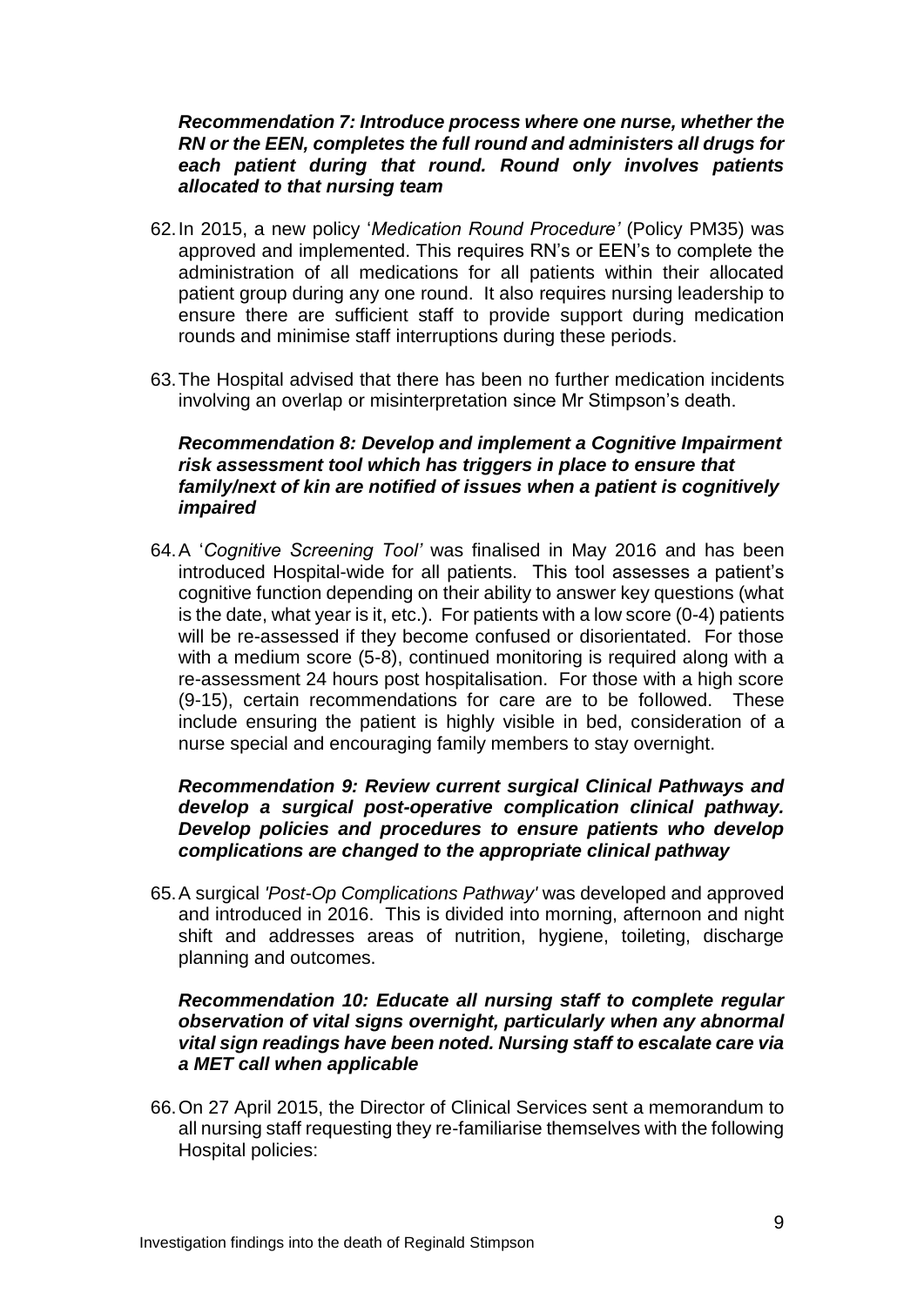***Recommendation 7: Introduce process where one nurse, whether the RN or the EEN, completes the full round and administers all drugs for each patient during that round. Round only involves patients allocated to that nursing team***

62. In 2015, a new policy '*Medication Round Procedure'* (Policy PM35) was approved and implemented. This requires RN's or EEN's to complete the administration of all medications for all patients within their allocated patient group during any one round. It also requires nursing leadership to ensure there are sufficient staff to provide support during medication rounds and minimise staff interruptions during these periods.

63. The Hospital advised that there has been no further medication incidents involving an overlap or misinterpretation since Mr Stimpson's death.

***Recommendation 8: Develop and implement a Cognitive Impairment risk assessment tool which has triggers in place to ensure that family/next of kin are notified of issues when a patient is cognitively impaired***

64. A '*Cognitive Screening Tool'* was finalised in May 2016 and has been introduced Hospital-wide for all patients. This tool assesses a patient's cognitive function depending on their ability to answer key questions (what is the date, what year is it, etc.). For patients with a low score (0-4) patients will be re-assessed if they become confused or disorientated. For those with a medium score (5-8), continued monitoring is required along with a re-assessment 24 hours post hospitalisation. For those with a high score (9-15), certain recommendations for care are to be followed. These include ensuring the patient is highly visible in bed, consideration of a nurse special and encouraging family members to stay overnight.

***Recommendation 9: Review current surgical Clinical Pathways and develop a surgical post-operative complication clinical pathway. Develop policies and procedures to ensure patients who develop complications are changed to the appropriate clinical pathway***

65. A surgical *'Post-Op Complications Pathway'* was developed and approved and introduced in 2016. This is divided into morning, afternoon and night shift and addresses areas of nutrition, hygiene, toileting, discharge planning and outcomes.

***Recommendation 10: Educate all nursing staff to complete regular observation of vital signs overnight, particularly when any abnormal vital sign readings have been noted. Nursing staff to escalate care via a MET call when applicable***

66. On 27 April 2015, the Director of Clinical Services sent a memorandum to all nursing staff requesting they re-familiarise themselves with the following Hospital policies: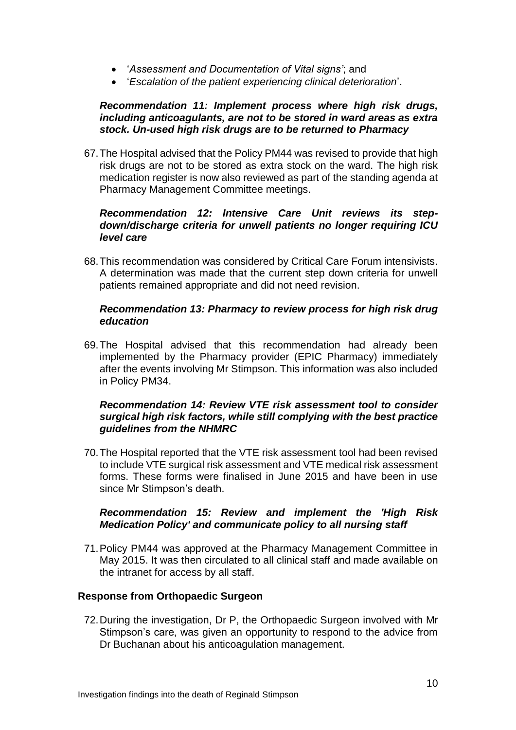- '*Assessment and Documentation of Vital signs*'; and
- '*Escalation of the patient experiencing clinical deterioration*'.

***Recommendation 11: Implement process where high risk drugs, including anticoagulants, are not to be stored in ward areas as extra stock. Un-used high risk drugs are to be returned to Pharmacy***

67. The Hospital advised that the Policy PM44 was revised to provide that high risk drugs are not to be stored as extra stock on the ward. The high risk medication register is now also reviewed as part of the standing agenda at Pharmacy Management Committee meetings.

***Recommendation 12: Intensive Care Unit reviews its step-down/discharge criteria for unwell patients no longer requiring ICU level care***

68. This recommendation was considered by Critical Care Forum intensivists. A determination was made that the current step down criteria for unwell patients remained appropriate and did not need revision.

***Recommendation 13: Pharmacy to review process for high risk drug education***

69. The Hospital advised that this recommendation had already been implemented by the Pharmacy provider (EPIC Pharmacy) immediately after the events involving Mr Stimpson. This information was also included in Policy PM34.

***Recommendation 14: Review VTE risk assessment tool to consider surgical high risk factors, while still complying with the best practice guidelines from the NHMRC***

70. The Hospital reported that the VTE risk assessment tool had been revised to include VTE surgical risk assessment and VTE medical risk assessment forms. These forms were finalised in June 2015 and have been in use since Mr Stimpson's death.

***Recommendation 15: Review and implement the 'High Risk Medication Policy' and communicate policy to all nursing staff***

71. Policy PM44 was approved at the Pharmacy Management Committee in May 2015. It was then circulated to all clinical staff and made available on the intranet for access by all staff.

**Response from Orthopaedic Surgeon**

72. During the investigation, Dr P, the Orthopaedic Surgeon involved with Mr Stimpson's care, was given an opportunity to respond to the advice from Dr Buchanan about his anticoagulation management.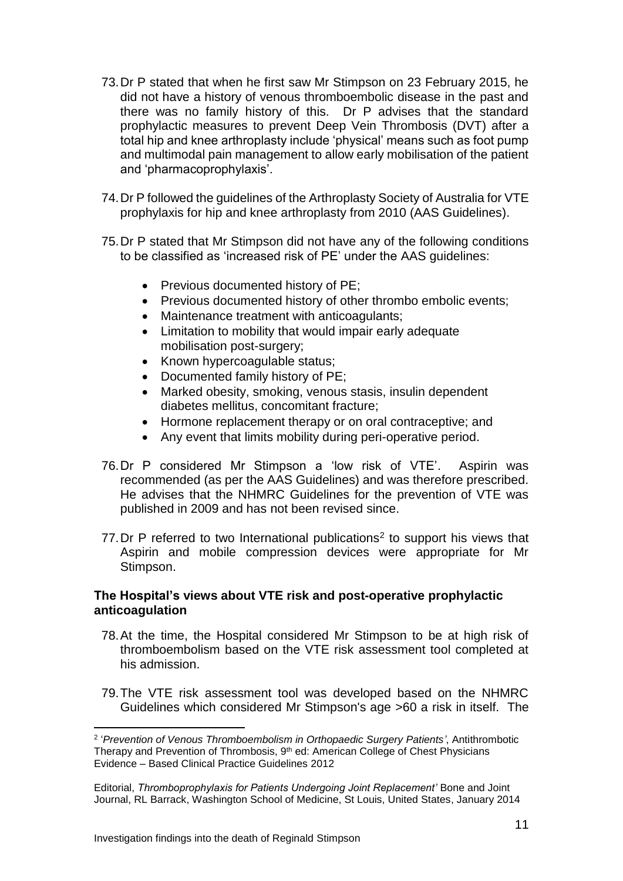73. Dr P stated that when he first saw Mr Stimpson on 23 February 2015, he did not have a history of venous thromboembolic disease in the past and there was no family history of this. Dr P advises that the standard prophylactic measures to prevent Deep Vein Thrombosis (DVT) after a total hip and knee arthroplasty include 'physical' means such as foot pump and multimodal pain management to allow early mobilisation of the patient and 'pharmacoprophylaxis'.

74. Dr P followed the guidelines of the Arthroplasty Society of Australia for VTE prophylaxis for hip and knee arthroplasty from 2010 (AAS Guidelines).

75. Dr P stated that Mr Stimpson did not have any of the following conditions to be classified as 'increased risk of PE' under the AAS guidelines:

- Previous documented history of PE;
- Previous documented history of other thrombo embolic events;
- Maintenance treatment with anticoagulants;
- Limitation to mobility that would impair early adequate mobilisation post-surgery;
- Known hypercoagulable status;
- Documented family history of PE;
- Marked obesity, smoking, venous stasis, insulin dependent diabetes mellitus, concomitant fracture;
- Hormone replacement therapy or on oral contraceptive; and
- Any event that limits mobility during peri-operative period.

76. Dr P considered Mr Stimpson a 'low risk of VTE'. Aspirin was recommended (as per the AAS Guidelines) and was therefore prescribed. He advises that the NHMRC Guidelines for the prevention of VTE was published in 2009 and has not been revised since.

77. Dr P referred to two International publications[2] to support his views that Aspirin and mobile compression devices were appropriate for Mr Stimpson.

### The Hospital's views about VTE risk and post-operative prophylactic anticoagulation

78. At the time, the Hospital considered Mr Stimpson to be at high risk of thromboembolism based on the VTE risk assessment tool completed at his admission.

79. The VTE risk assessment tool was developed based on the NHMRC Guidelines which considered Mr Stimpson's age >60 a risk in itself. The

---

[2] '*Prevention of Venous Thromboembolism in Orthopaedic Surgery Patients'*, Antithrombotic Therapy and Prevention of Thrombosis, 9th ed: American College of Chest Physicians Evidence – Based Clinical Practice Guidelines 2012

Editorial, *Thromboprophylaxis for Patients Undergoing Joint Replacement'* Bone and Joint Journal, RL Barrack, Washington School of Medicine, St Louis, United States, January 2014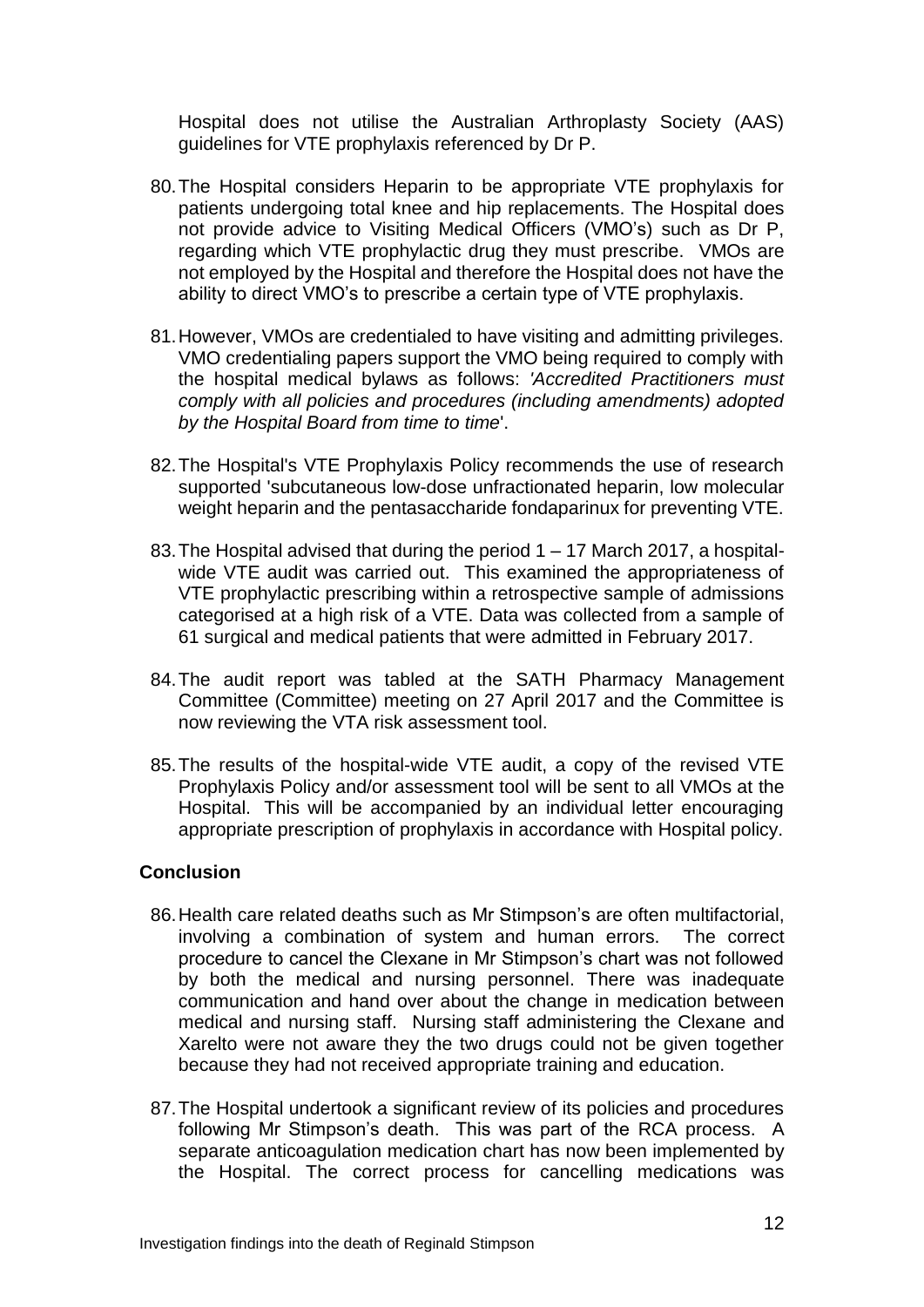Hospital does not utilise the Australian Arthroplasty Society (AAS) guidelines for VTE prophylaxis referenced by Dr P.

80. The Hospital considers Heparin to be appropriate VTE prophylaxis for patients undergoing total knee and hip replacements. The Hospital does not provide advice to Visiting Medical Officers (VMO's) such as Dr P, regarding which VTE prophylactic drug they must prescribe. VMOs are not employed by the Hospital and therefore the Hospital does not have the ability to direct VMO's to prescribe a certain type of VTE prophylaxis.

81. However, VMOs are credentialed to have visiting and admitting privileges. VMO credentialing papers support the VMO being required to comply with the hospital medical bylaws as follows: *'Accredited Practitioners must comply with all policies and procedures (including amendments) adopted by the Hospital Board from time to time*'.

82. The Hospital's VTE Prophylaxis Policy recommends the use of research supported 'subcutaneous low-dose unfractionated heparin, low molecular weight heparin and the pentasaccharide fondaparinux for preventing VTE.

83. The Hospital advised that during the period 1 – 17 March 2017, a hospital-wide VTE audit was carried out. This examined the appropriateness of VTE prophylactic prescribing within a retrospective sample of admissions categorised at a high risk of a VTE. Data was collected from a sample of 61 surgical and medical patients that were admitted in February 2017.

84. The audit report was tabled at the SATH Pharmacy Management Committee (Committee) meeting on 27 April 2017 and the Committee is now reviewing the VTA risk assessment tool.

85. The results of the hospital-wide VTE audit, a copy of the revised VTE Prophylaxis Policy and/or assessment tool will be sent to all VMOs at the Hospital. This will be accompanied by an individual letter encouraging appropriate prescription of prophylaxis in accordance with Hospital policy.

## Conclusion

86. Health care related deaths such as Mr Stimpson's are often multifactorial, involving a combination of system and human errors. The correct procedure to cancel the Clexane in Mr Stimpson's chart was not followed by both the medical and nursing personnel. There was inadequate communication and hand over about the change in medication between medical and nursing staff. Nursing staff administering the Clexane and Xarelto were not aware they the two drugs could not be given together because they had not received appropriate training and education.

87. The Hospital undertook a significant review of its policies and procedures following Mr Stimpson's death. This was part of the RCA process. A separate anticoagulation medication chart has now been implemented by the Hospital. The correct process for cancelling medications was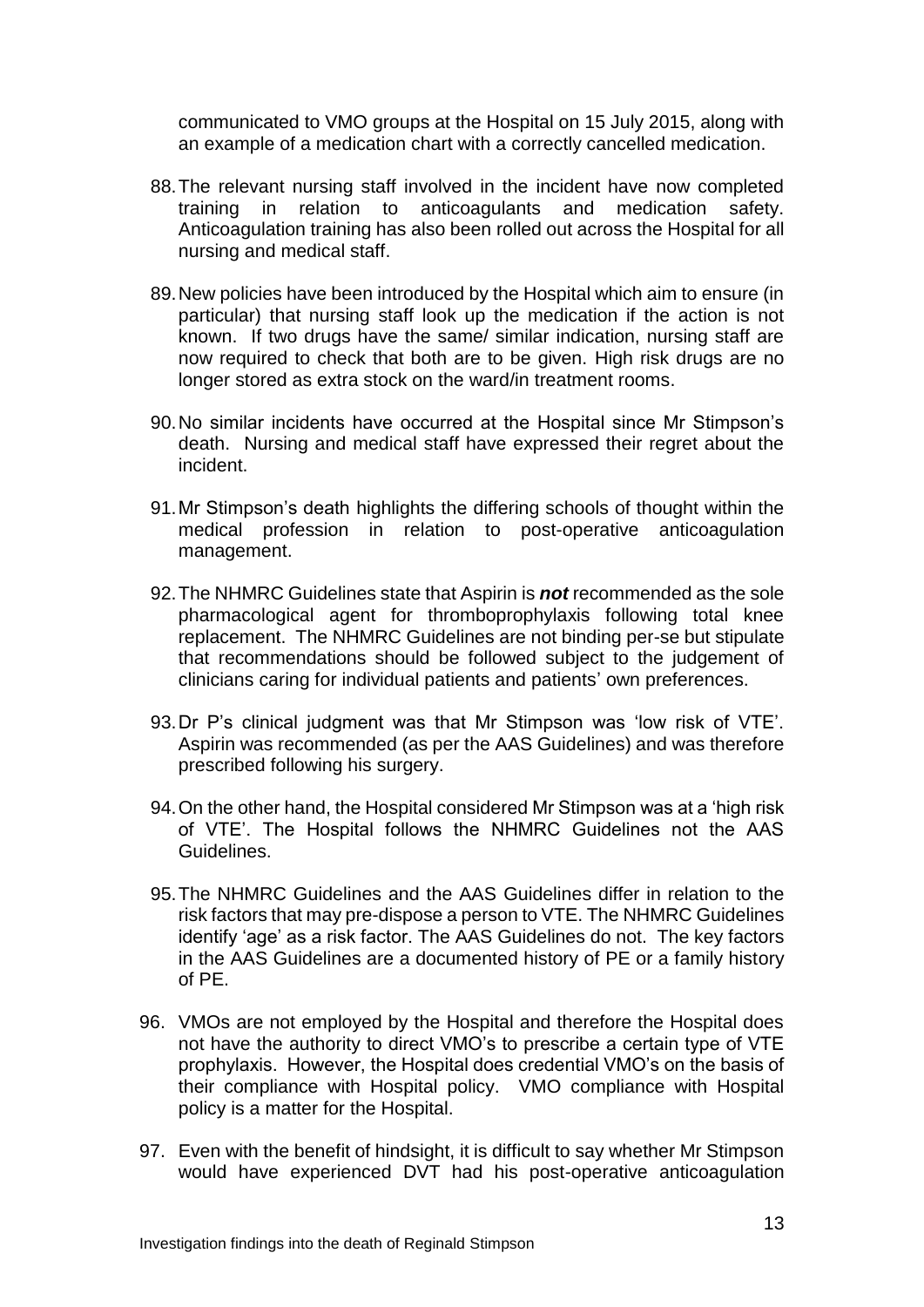communicated to VMO groups at the Hospital on 15 July 2015, along with an example of a medication chart with a correctly cancelled medication.

88. The relevant nursing staff involved in the incident have now completed training in relation to anticoagulants and medication safety. Anticoagulation training has also been rolled out across the Hospital for all nursing and medical staff.

89. New policies have been introduced by the Hospital which aim to ensure (in particular) that nursing staff look up the medication if the action is not known. If two drugs have the same/ similar indication, nursing staff are now required to check that both are to be given. High risk drugs are no longer stored as extra stock on the ward/in treatment rooms.

90. No similar incidents have occurred at the Hospital since Mr Stimpson's death. Nursing and medical staff have expressed their regret about the incident.

91. Mr Stimpson's death highlights the differing schools of thought within the medical profession in relation to post-operative anticoagulation management.

92. The NHMRC Guidelines state that Aspirin is ***not*** recommended as the sole pharmacological agent for thromboprophylaxis following total knee replacement. The NHMRC Guidelines are not binding per-se but stipulate that recommendations should be followed subject to the judgement of clinicians caring for individual patients and patients' own preferences.

93. Dr P's clinical judgment was that Mr Stimpson was 'low risk of VTE'. Aspirin was recommended (as per the AAS Guidelines) and was therefore prescribed following his surgery.

94. On the other hand, the Hospital considered Mr Stimpson was at a 'high risk of VTE'. The Hospital follows the NHMRC Guidelines not the AAS Guidelines.

95. The NHMRC Guidelines and the AAS Guidelines differ in relation to the risk factors that may pre-dispose a person to VTE. The NHMRC Guidelines identify 'age' as a risk factor. The AAS Guidelines do not. The key factors in the AAS Guidelines are a documented history of PE or a family history of PE.

96. VMOs are not employed by the Hospital and therefore the Hospital does not have the authority to direct VMO's to prescribe a certain type of VTE prophylaxis. However, the Hospital does credential VMO's on the basis of their compliance with Hospital policy. VMO compliance with Hospital policy is a matter for the Hospital.

97. Even with the benefit of hindsight, it is difficult to say whether Mr Stimpson would have experienced DVT had his post-operative anticoagulation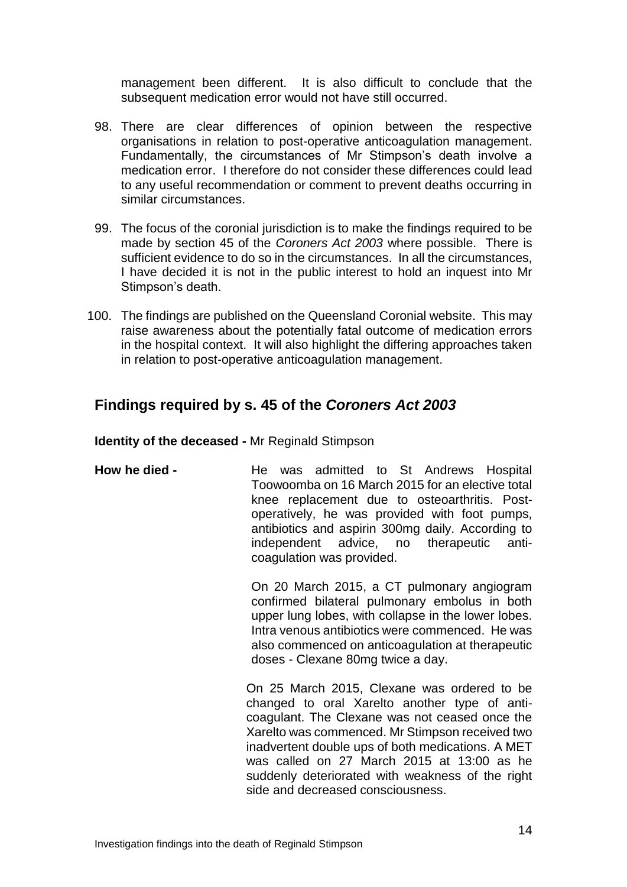management been different. It is also difficult to conclude that the subsequent medication error would not have still occurred.

98. There are clear differences of opinion between the respective organisations in relation to post-operative anticoagulation management. Fundamentally, the circumstances of Mr Stimpson's death involve a medication error. I therefore do not consider these differences could lead to any useful recommendation or comment to prevent deaths occurring in similar circumstances.

99. The focus of the coronial jurisdiction is to make the findings required to be made by section 45 of the *Coroners Act 2003* where possible. There is sufficient evidence to do so in the circumstances. In all the circumstances, I have decided it is not in the public interest to hold an inquest into Mr Stimpson's death.

100. The findings are published on the Queensland Coronial website. This may raise awareness about the potentially fatal outcome of medication errors in the hospital context. It will also highlight the differing approaches taken in relation to post-operative anticoagulation management.

## Findings required by s. 45 of the *Coroners Act 2003*

**Identity of the deceased -** Mr Reginald Stimpson

**How he died -** He was admitted to St Andrews Hospital Toowoomba on 16 March 2015 for an elective total knee replacement due to osteoarthritis. Post-operatively, he was provided with foot pumps, antibiotics and aspirin 300mg daily. According to independent advice, no therapeutic anti-coagulation was provided.

On 20 March 2015, a CT pulmonary angiogram confirmed bilateral pulmonary embolus in both upper lung lobes, with collapse in the lower lobes. Intra venous antibiotics were commenced. He was also commenced on anticoagulation at therapeutic doses - Clexane 80mg twice a day.

On 25 March 2015, Clexane was ordered to be changed to oral Xarelto another type of anti-coagulant. The Clexane was not ceased once the Xarelto was commenced. Mr Stimpson received two inadvertent double ups of both medications. A MET was called on 27 March 2015 at 13:00 as he suddenly deteriorated with weakness of the right side and decreased consciousness.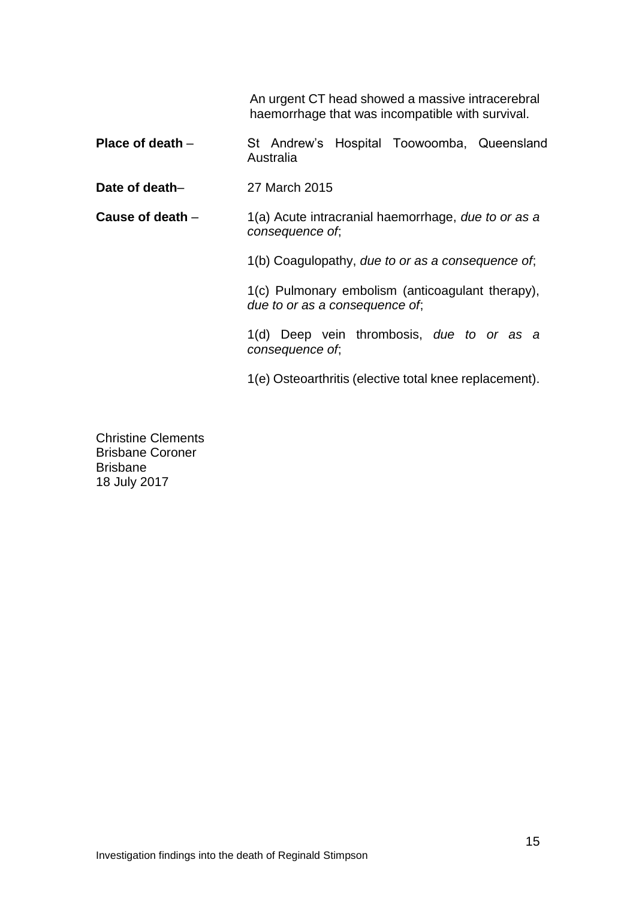An urgent CT head showed a massive intracerebral haemorrhage that was incompatible with survival.

**Place of death** – St Andrew's Hospital Toowoomba, Queensland Australia

**Date of death**– 27 March 2015

**Cause of death** – 1(a) Acute intracranial haemorrhage, *due to or as a consequence of*;

1(b) Coagulopathy, *due to or as a consequence of*;

1(c) Pulmonary embolism (anticoagulant therapy), *due to or as a consequence of*;

1(d) Deep vein thrombosis, *due to or as a consequence of*;

1(e) Osteoarthritis (elective total knee replacement).

Christine Clements  
Brisbane Coroner  
Brisbane  
18 July 2017